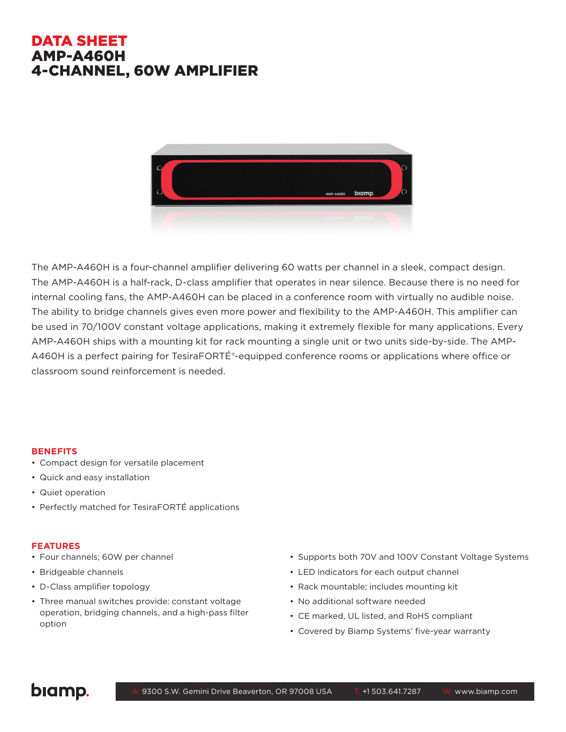# DATA SHEET
# AMP-A460H
# 4-CHANNEL, 60W AMPLIFIER

The AMP-A460H is a four-channel amplifier delivering 60 watts per channel in a sleek, compact design. The AMP-A460H is a half-rack, D-class amplifier that operates in near silence. Because there is no need for internal cooling fans, the AMP-A460H can be placed in a conference room with virtually no audible noise. The ability to bridge channels gives even more power and flexibility to the AMP-A460H. This amplifier can be used in 70/100V constant voltage applications, making it extremely flexible for many applications. Every AMP-A460H ships with a mounting kit for rack mounting a single unit or two units side-by-side. The AMP-A460H is a perfect pairing for TesiraFORTÉ®-equipped conference rooms or applications where office or classroom sound reinforcement is needed.

## BENEFITS

- Compact design for versatile placement
- Quick and easy installation
- Quiet operation
- Perfectly matched for TesiraFORTÉ applications

## FEATURES

- Four channels; 60W per channel
- Bridgeable channels
- D-Class amplifier topology
- Three manual switches provide: constant voltage operation, bridging channels, and a high-pass filter option
- Supports both 70V and 100V Constant Voltage Systems
- LED indicators for each output channel
- Rack mountable; includes mounting kit
- No additional software needed
- CE marked, UL listed, and RoHS compliant
- Covered by Biamp Systems' five-year warranty

A: 9300 S.W. Gemini Drive Beaverton, OR 97008 USA T: +1 503.641.7287 W: www.biamp.com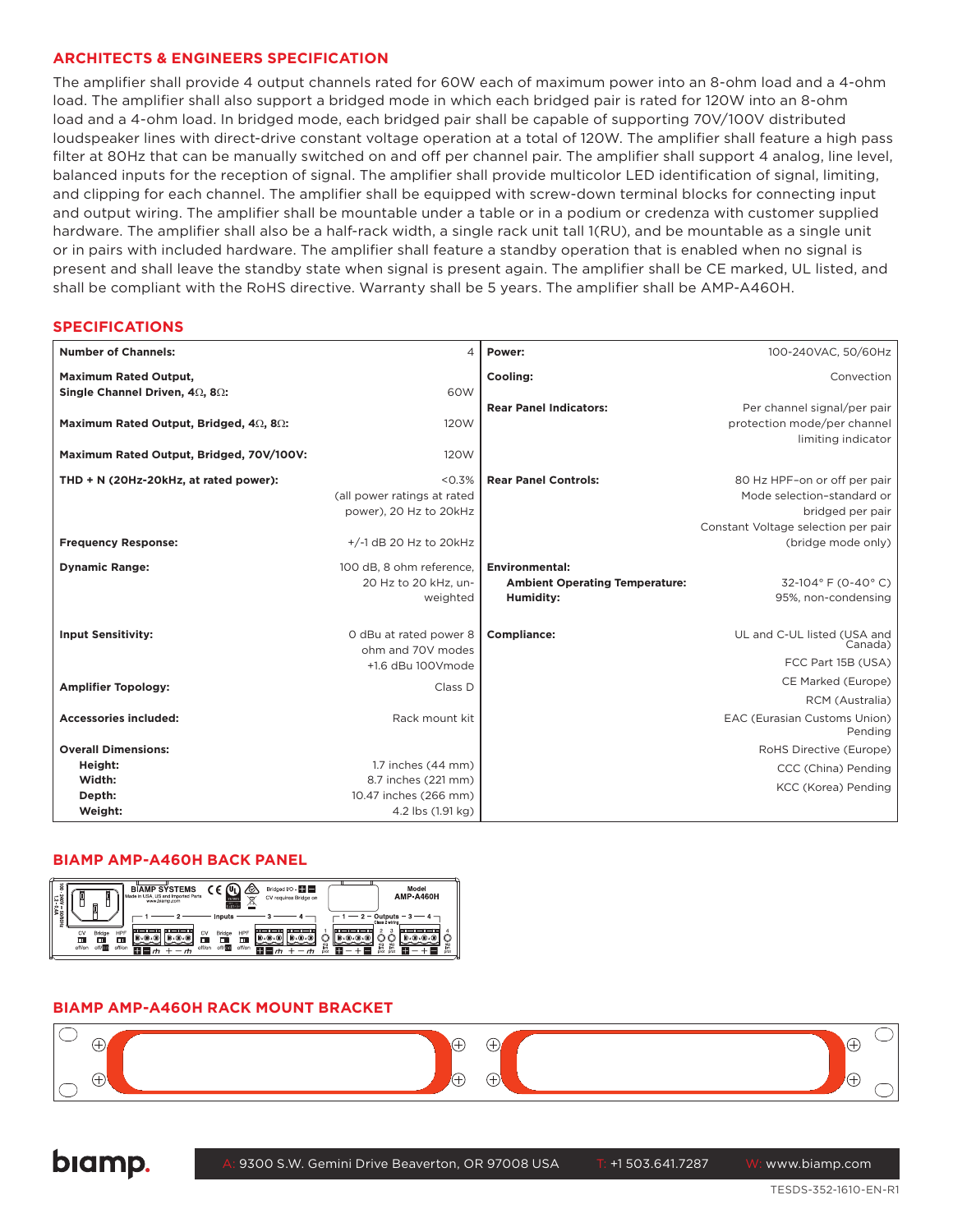## ARCHITECTS & ENGINEERS SPECIFICATION

The amplifier shall provide 4 output channels rated for 60W each of maximum power into an 8-ohm load and a 4-ohm load. The amplifier shall also support a bridged mode in which each bridged pair is rated for 120W into an 8-ohm load and a 4-ohm load. In bridged mode, each bridged pair shall be capable of supporting 70V/100V distributed loudspeaker lines with direct-drive constant voltage operation at a total of 120W. The amplifier shall feature a high pass filter at 80Hz that can be manually switched on and off per channel pair. The amplifier shall support 4 analog, line level, balanced inputs for the reception of signal. The amplifier shall provide multicolor LED identification of signal, limiting, and clipping for each channel. The amplifier shall be equipped with screw-down terminal blocks for connecting input and output wiring. The amplifier shall be mountable under a table or in a podium or credenza with customer supplied hardware. The amplifier shall also be a half-rack width, a single rack unit tall 1(RU), and be mountable as a single unit or in pairs with included hardware. The amplifier shall feature a standby operation that is enabled when no signal is present and shall leave the standby state when signal is present again. The amplifier shall be CE marked, UL listed, and shall be compliant with the RoHS directive. Warranty shall be 5 years. The amplifier shall be AMP-A460H.

## SPECIFICATIONS

| | |
|---|---|
| **Number of Channels:** | 4 |
| **Maximum Rated Output, Single Channel Driven, 4Ω, 8Ω:** | 60W |
| **Maximum Rated Output, Bridged, 4Ω, 8Ω:** | 120W |
| **Maximum Rated Output, Bridged, 70V/100V:** | 120W |
| **THD + N (20Hz-20kHz, at rated power):** | <0.3% (all power ratings at rated power), 20 Hz to 20kHz |
| **Frequency Response:** | +/-1 dB 20 Hz to 20kHz |
| **Dynamic Range:** | 100 dB, 8 ohm reference, 20 Hz to 20 kHz, un-weighted |
| **Input Sensitivity:** | 0 dBu at rated power 8 ohm and 70V modes +1.6 dBu 100Vmode |
| **Amplifier Topology:** | Class D |
| **Accessories included:** | Rack mount kit |
| **Overall Dimensions:** | |
| **Height:** | 1.7 inches (44 mm) |
| **Width:** | 8.7 inches (221 mm) |
| **Depth:** | 10.47 inches (266 mm) |
| **Weight:** | 4.2 lbs (1.91 kg) |
| **Power:** | 100-240VAC, 50/60Hz |
| **Cooling:** | Convection |
| **Rear Panel Indicators:** | Per channel signal/per pair protection mode/per channel limiting indicator |
| **Rear Panel Controls:** | 80 Hz HPF–on or off per pair<br>Mode selection–standard or bridged per pair<br>Constant Voltage selection per pair (bridge mode only) |
| **Environmental:** | |
| **Ambient Operating Temperature:** | 32-104° F (0-40° C) |
| **Humidity:** | 95%, non-condensing |
| **Compliance:** | UL and C-UL listed (USA and Canada)<br>FCC Part 15B (USA)<br>CE Marked (Europe)<br>RCM (Australia)<br>EAC (Eurasian Customs Union) Pending<br>RoHS Directive (Europe)<br>CCC (China) Pending<br>KCC (Korea) Pending |

## BIAMP AMP-A460H BACK PANEL

## BIAMP AMP-A460H RACK MOUNT BRACKET

biamp.

A: 9300 S.W. Gemini Drive Beaverton, OR 97008 USA T: +1 503.641.7287 W: www.biamp.com

TESDS-352-1610-EN-R1